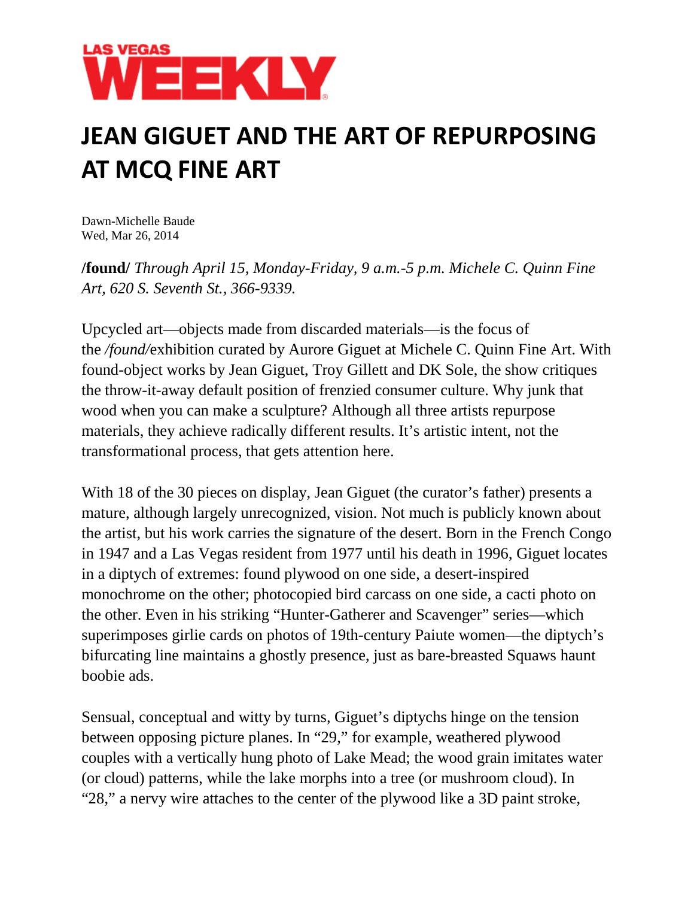LAS VEGAS **WEEKLY**

# JEAN GIGUET AND THE ART OF REPURPOSING AT MCQ FINE ART

Dawn-Michelle Baude
Wed, Mar 26, 2014

**/found/** *Through April 15, Monday-Friday, 9 a.m.-5 p.m. Michele C. Quinn Fine Art, 620 S. Seventh St., 366-9339.*

Upcycled art—objects made from discarded materials—is the focus of the */found/*exhibition curated by Aurore Giguet at Michele C. Quinn Fine Art. With found-object works by Jean Giguet, Troy Gillett and DK Sole, the show critiques the throw-it-away default position of frenzied consumer culture. Why junk that wood when you can make a sculpture? Although all three artists repurpose materials, they achieve radically different results. It's artistic intent, not the transformational process, that gets attention here.

With 18 of the 30 pieces on display, Jean Giguet (the curator's father) presents a mature, although largely unrecognized, vision. Not much is publicly known about the artist, but his work carries the signature of the desert. Born in the French Congo in 1947 and a Las Vegas resident from 1977 until his death in 1996, Giguet locates in a diptych of extremes: found plywood on one side, a desert-inspired monochrome on the other; photocopied bird carcass on one side, a cacti photo on the other. Even in his striking "Hunter-Gatherer and Scavenger" series—which superimposes girlie cards on photos of 19th-century Paiute women—the diptych's bifurcating line maintains a ghostly presence, just as bare-breasted Squaws haunt boobie ads.

Sensual, conceptual and witty by turns, Giguet's diptychs hinge on the tension between opposing picture planes. In "29," for example, weathered plywood couples with a vertically hung photo of Lake Mead; the wood grain imitates water (or cloud) patterns, while the lake morphs into a tree (or mushroom cloud). In "28," a nervy wire attaches to the center of the plywood like a 3D paint stroke,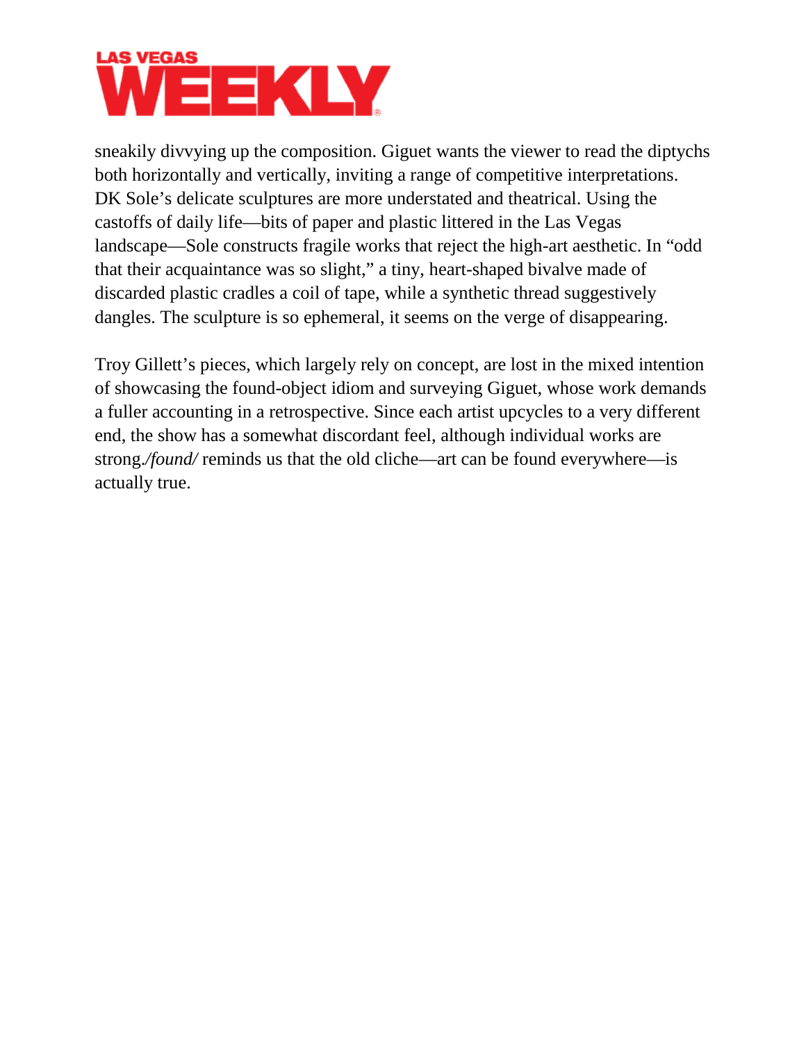sneakily divvying up the composition. Giguet wants the viewer to read the diptychs both horizontally and vertically, inviting a range of competitive interpretations. DK Sole's delicate sculptures are more understated and theatrical. Using the castoffs of daily life—bits of paper and plastic littered in the Las Vegas landscape—Sole constructs fragile works that reject the high-art aesthetic. In "odd that their acquaintance was so slight," a tiny, heart-shaped bivalve made of discarded plastic cradles a coil of tape, while a synthetic thread suggestively dangles. The sculpture is so ephemeral, it seems on the verge of disappearing.

Troy Gillett's pieces, which largely rely on concept, are lost in the mixed intention of showcasing the found-object idiom and surveying Giguet, whose work demands a fuller accounting in a retrospective. Since each artist upcycles to a very different end, the show has a somewhat discordant feel, although individual works are strong.*/found/* reminds us that the old cliche—art can be found everywhere—is actually true.